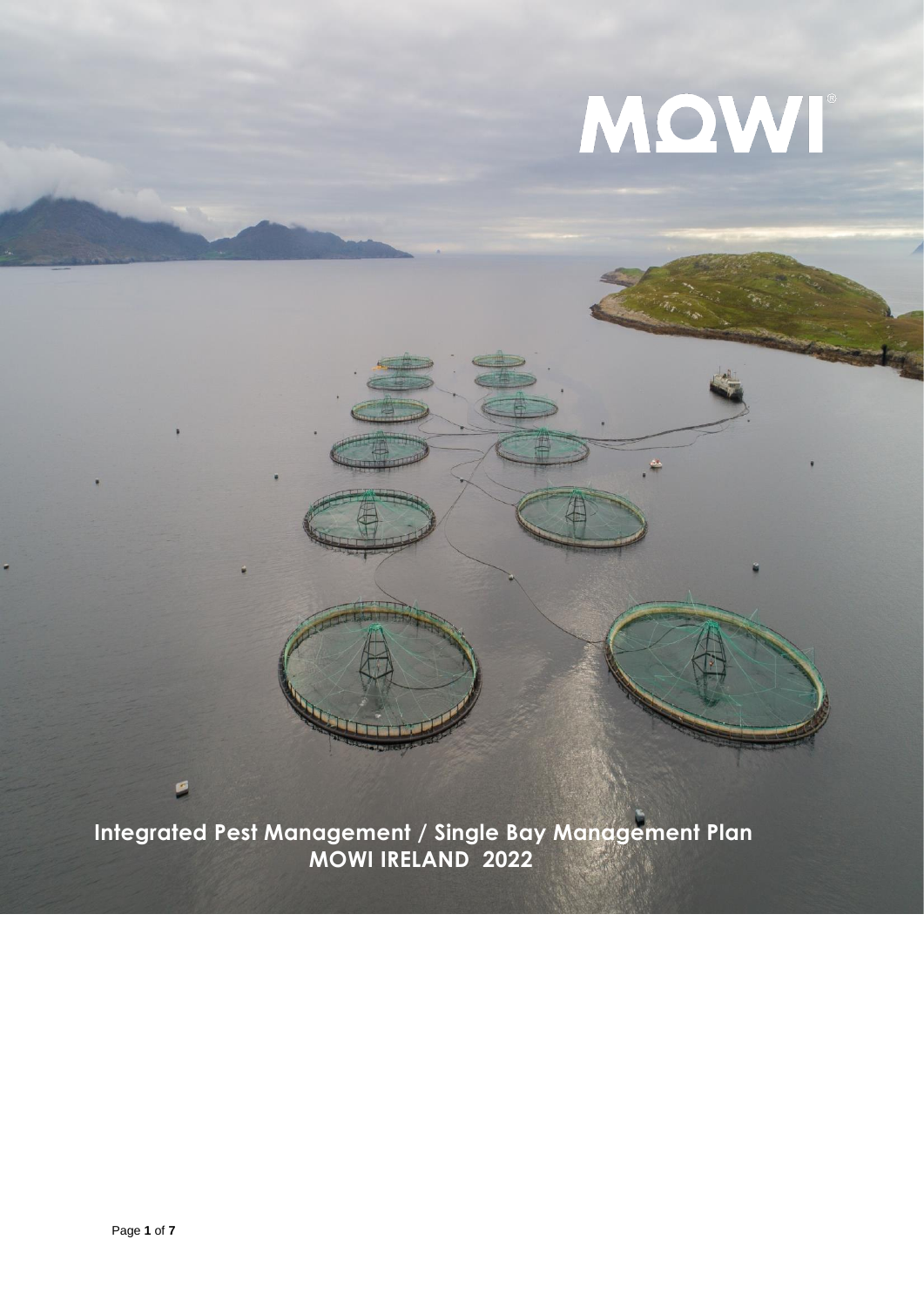MOWI

# Integrated Pest Management / Single Bay Management Plan MOWI IRELAND 2022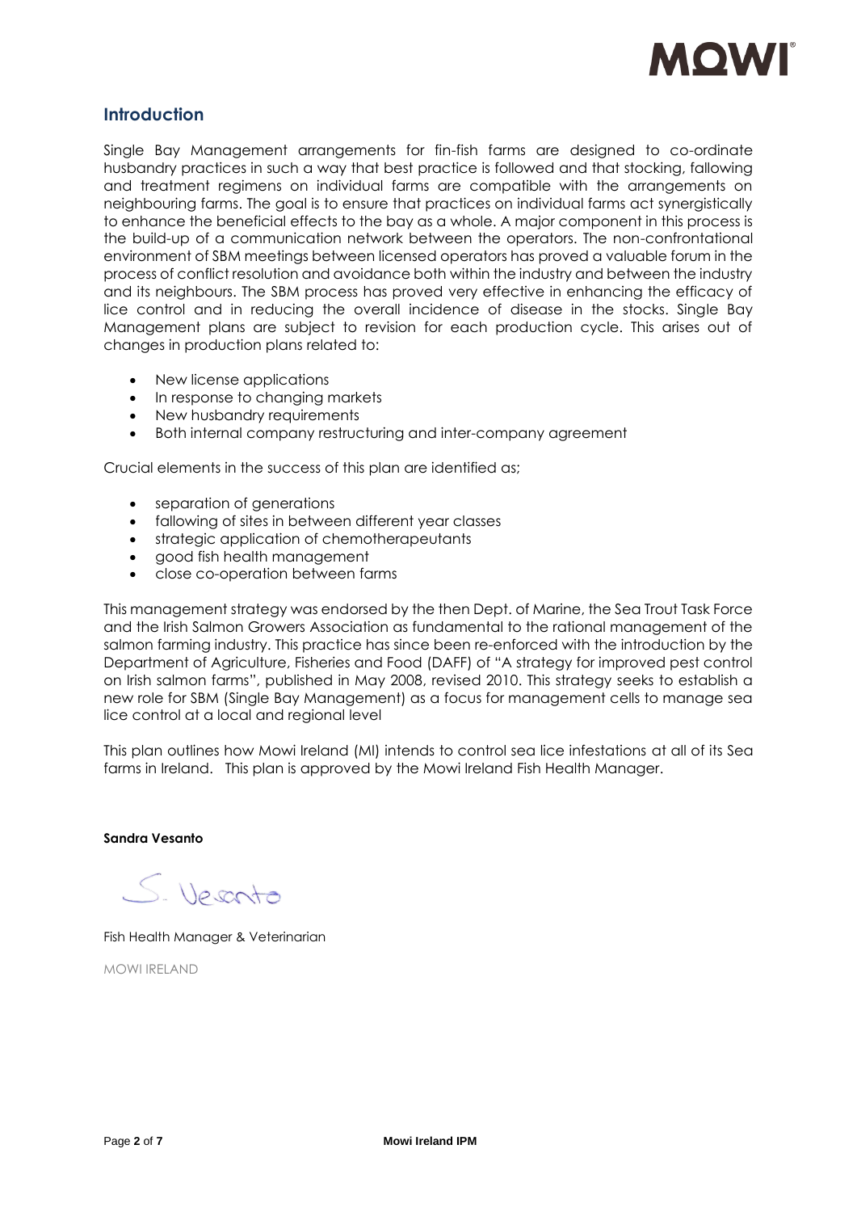## Introduction

Single Bay Management arrangements for fin-fish farms are designed to co-ordinate husbandry practices in such a way that best practice is followed and that stocking, fallowing and treatment regimens on individual farms are compatible with the arrangements on neighbouring farms. The goal is to ensure that practices on individual farms act synergistically to enhance the beneficial effects to the bay as a whole. A major component in this process is the build-up of a communication network between the operators. The non-confrontational environment of SBM meetings between licensed operators has proved a valuable forum in the process of conflict resolution and avoidance both within the industry and between the industry and its neighbours. The SBM process has proved very effective in enhancing the efficacy of lice control and in reducing the overall incidence of disease in the stocks. Single Bay Management plans are subject to revision for each production cycle. This arises out of changes in production plans related to:

- New license applications
- In response to changing markets
- New husbandry requirements
- Both internal company restructuring and inter-company agreement

Crucial elements in the success of this plan are identified as;

- separation of generations
- fallowing of sites in between different year classes
- strategic application of chemotherapeutants
- good fish health management
- close co-operation between farms

This management strategy was endorsed by the then Dept. of Marine, the Sea Trout Task Force and the Irish Salmon Growers Association as fundamental to the rational management of the salmon farming industry. This practice has since been re-enforced with the introduction by the Department of Agriculture, Fisheries and Food (DAFF) of "A strategy for improved pest control on Irish salmon farms", published in May 2008, revised 2010. This strategy seeks to establish a new role for SBM (Single Bay Management) as a focus for management cells to manage sea lice control at a local and regional level

This plan outlines how Mowi Ireland (MI) intends to control sea lice infestations at all of its Sea farms in Ireland. This plan is approved by the Mowi Ireland Fish Health Manager.

**Sandra Vesanto**

S. Vesanto

Fish Health Manager & Veterinarian

MOWI IRELAND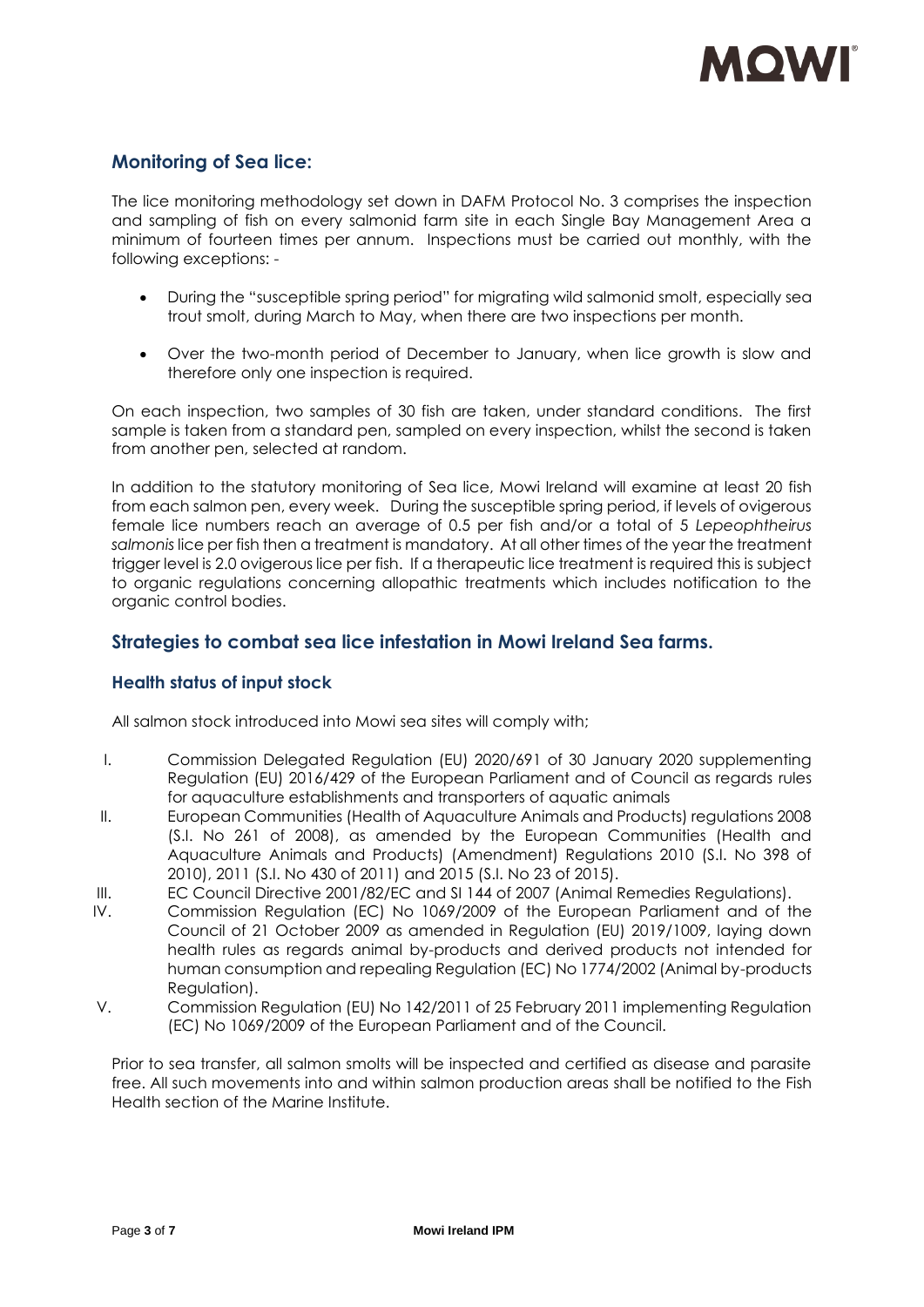## Monitoring of Sea lice:

The lice monitoring methodology set down in DAFM Protocol No. 3 comprises the inspection and sampling of fish on every salmonid farm site in each Single Bay Management Area a minimum of fourteen times per annum. Inspections must be carried out monthly, with the following exceptions: -

- During the "susceptible spring period" for migrating wild salmonid smolt, especially sea trout smolt, during March to May, when there are two inspections per month.
- Over the two-month period of December to January, when lice growth is slow and therefore only one inspection is required.

On each inspection, two samples of 30 fish are taken, under standard conditions. The first sample is taken from a standard pen, sampled on every inspection, whilst the second is taken from another pen, selected at random.

In addition to the statutory monitoring of Sea lice, Mowi Ireland will examine at least 20 fish from each salmon pen, every week. During the susceptible spring period, if levels of ovigerous female lice numbers reach an average of 0.5 per fish and/or a total of 5 *Lepeophtheirus salmonis* lice per fish then a treatment is mandatory. At all other times of the year the treatment trigger level is 2.0 ovigerous lice per fish. If a therapeutic lice treatment is required this is subject to organic regulations concerning allopathic treatments which includes notification to the organic control bodies.

## Strategies to combat sea lice infestation in Mowi Ireland Sea farms.

### Health status of input stock

All salmon stock introduced into Mowi sea sites will comply with;

I. Commission Delegated Regulation (EU) 2020/691 of 30 January 2020 supplementing Regulation (EU) 2016/429 of the European Parliament and of Council as regards rules for aquaculture establishments and transporters of aquatic animals
II. European Communities (Health of Aquaculture Animals and Products) regulations 2008 (S.I. No 261 of 2008), as amended by the European Communities (Health and Aquaculture Animals and Products) (Amendment) Regulations 2010 (S.I. No 398 of 2010), 2011 (S.I. No 430 of 2011) and 2015 (S.I. No 23 of 2015).
III. EC Council Directive 2001/82/EC and SI 144 of 2007 (Animal Remedies Regulations).
IV. Commission Regulation (EC) No 1069/2009 of the European Parliament and of the Council of 21 October 2009 as amended in Regulation (EU) 2019/1009, laying down health rules as regards animal by-products and derived products not intended for human consumption and repealing Regulation (EC) No 1774/2002 (Animal by-products Regulation).
V. Commission Regulation (EU) No 142/2011 of 25 February 2011 implementing Regulation (EC) No 1069/2009 of the European Parliament and of the Council.

Prior to sea transfer, all salmon smolts will be inspected and certified as disease and parasite free. All such movements into and within salmon production areas shall be notified to the Fish Health section of the Marine Institute.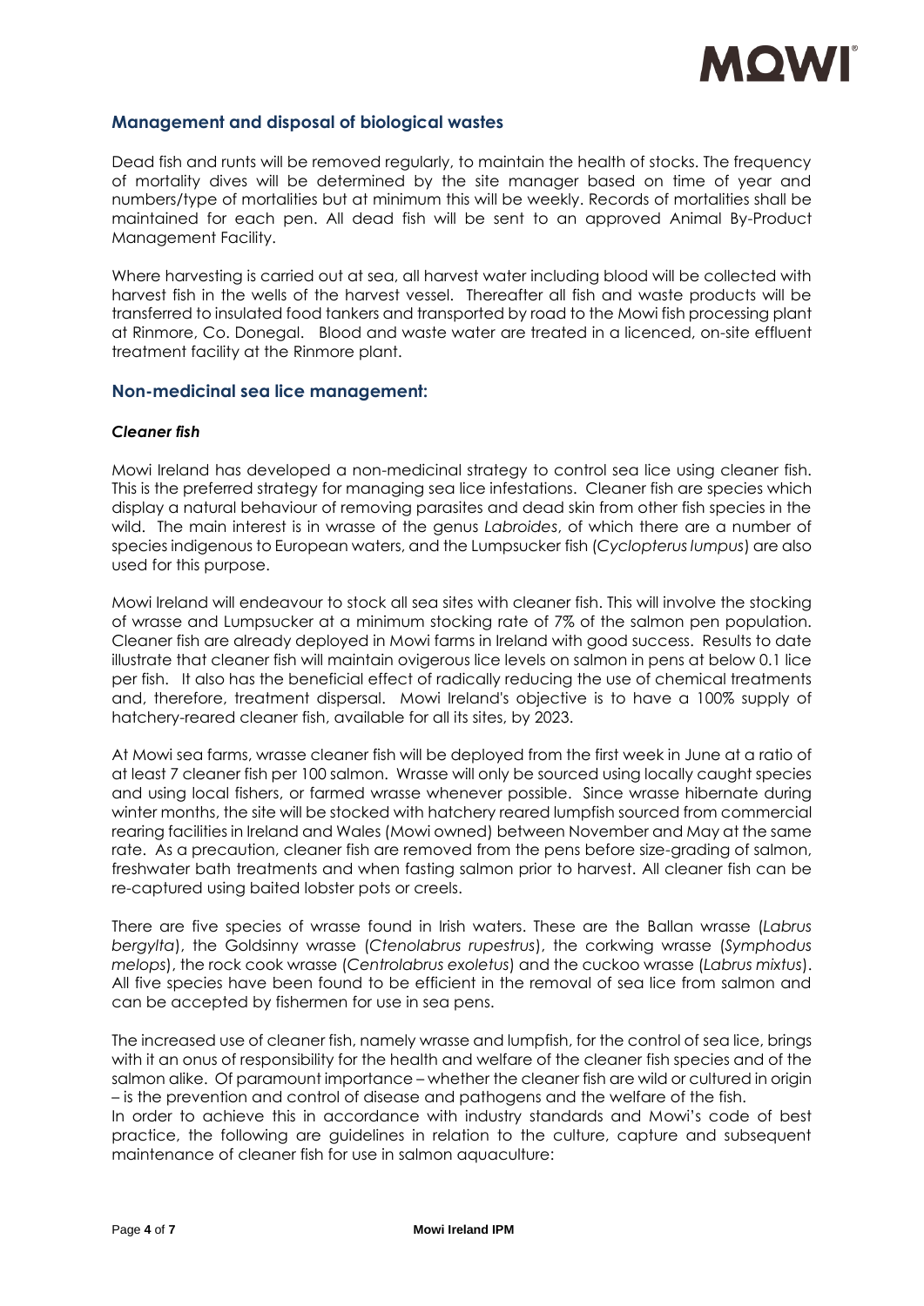## Management and disposal of biological wastes

Dead fish and runts will be removed regularly, to maintain the health of stocks. The frequency of mortality dives will be determined by the site manager based on time of year and numbers/type of mortalities but at minimum this will be weekly. Records of mortalities shall be maintained for each pen. All dead fish will be sent to an approved Animal By-Product Management Facility.

Where harvesting is carried out at sea, all harvest water including blood will be collected with harvest fish in the wells of the harvest vessel. Thereafter all fish and waste products will be transferred to insulated food tankers and transported by road to the Mowi fish processing plant at Rinmore, Co. Donegal. Blood and waste water are treated in a licenced, on-site effluent treatment facility at the Rinmore plant.

## Non-medicinal sea lice management:

### *Cleaner fish*

Mowi Ireland has developed a non-medicinal strategy to control sea lice using cleaner fish. This is the preferred strategy for managing sea lice infestations. Cleaner fish are species which display a natural behaviour of removing parasites and dead skin from other fish species in the wild. The main interest is in wrasse of the genus *Labroides*, of which there are a number of species indigenous to European waters, and the Lumpsucker fish (*Cyclopterus lumpus*) are also used for this purpose.

Mowi Ireland will endeavour to stock all sea sites with cleaner fish. This will involve the stocking of wrasse and Lumpsucker at a minimum stocking rate of 7% of the salmon pen population. Cleaner fish are already deployed in Mowi farms in Ireland with good success. Results to date illustrate that cleaner fish will maintain ovigerous lice levels on salmon in pens at below 0.1 lice per fish. It also has the beneficial effect of radically reducing the use of chemical treatments and, therefore, treatment dispersal. Mowi Ireland's objective is to have a 100% supply of hatchery-reared cleaner fish, available for all its sites, by 2023.

At Mowi sea farms, wrasse cleaner fish will be deployed from the first week in June at a ratio of at least 7 cleaner fish per 100 salmon. Wrasse will only be sourced using locally caught species and using local fishers, or farmed wrasse whenever possible. Since wrasse hibernate during winter months, the site will be stocked with hatchery reared lumpfish sourced from commercial rearing facilities in Ireland and Wales (Mowi owned) between November and May at the same rate. As a precaution, cleaner fish are removed from the pens before size-grading of salmon, freshwater bath treatments and when fasting salmon prior to harvest. All cleaner fish can be re-captured using baited lobster pots or creels.

There are five species of wrasse found in Irish waters. These are the Ballan wrasse (*Labrus bergylta*), the Goldsinny wrasse (*Ctenolabrus rupestrus*), the corkwing wrasse (*Symphodus melops*), the rock cook wrasse (*Centrolabrus exoletus*) and the cuckoo wrasse (*Labrus mixtus*). All five species have been found to be efficient in the removal of sea lice from salmon and can be accepted by fishermen for use in sea pens.

The increased use of cleaner fish, namely wrasse and lumpfish, for the control of sea lice, brings with it an onus of responsibility for the health and welfare of the cleaner fish species and of the salmon alike. Of paramount importance – whether the cleaner fish are wild or cultured in origin – is the prevention and control of disease and pathogens and the welfare of the fish.
In order to achieve this in accordance with industry standards and Mowi's code of best practice, the following are guidelines in relation to the culture, capture and subsequent maintenance of cleaner fish for use in salmon aquaculture: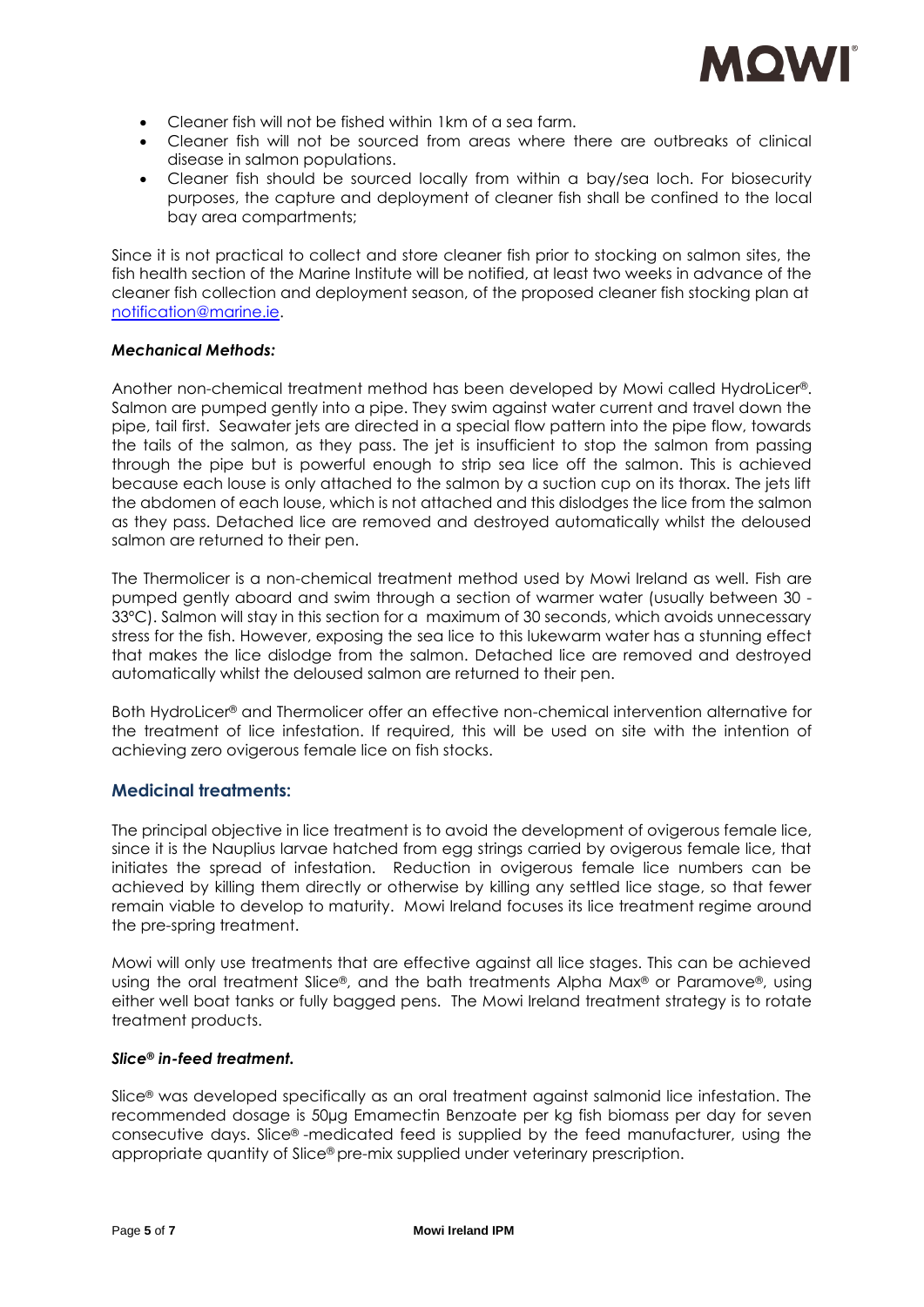- Cleaner fish will not be fished within 1km of a sea farm.
- Cleaner fish will not be sourced from areas where there are outbreaks of clinical disease in salmon populations.
- Cleaner fish should be sourced locally from within a bay/sea loch. For biosecurity purposes, the capture and deployment of cleaner fish shall be confined to the local bay area compartments;

Since it is not practical to collect and store cleaner fish prior to stocking on salmon sites, the fish health section of the Marine Institute will be notified, at least two weeks in advance of the cleaner fish collection and deployment season, of the proposed cleaner fish stocking plan at notification@marine.ie.

***Mechanical Methods:***

Another non-chemical treatment method has been developed by Mowi called HydroLicer®. Salmon are pumped gently into a pipe. They swim against water current and travel down the pipe, tail first. Seawater jets are directed in a special flow pattern into the pipe flow, towards the tails of the salmon, as they pass. The jet is insufficient to stop the salmon from passing through the pipe but is powerful enough to strip sea lice off the salmon. This is achieved because each louse is only attached to the salmon by a suction cup on its thorax. The jets lift the abdomen of each louse, which is not attached and this dislodges the lice from the salmon as they pass. Detached lice are removed and destroyed automatically whilst the deloused salmon are returned to their pen.

The Thermolicer is a non-chemical treatment method used by Mowi Ireland as well. Fish are pumped gently aboard and swim through a section of warmer water (usually between 30 - 33°C). Salmon will stay in this section for a maximum of 30 seconds, which avoids unnecessary stress for the fish. However, exposing the sea lice to this lukewarm water has a stunning effect that makes the lice dislodge from the salmon. Detached lice are removed and destroyed automatically whilst the deloused salmon are returned to their pen.

Both HydroLicer® and Thermolicer offer an effective non-chemical intervention alternative for the treatment of lice infestation. If required, this will be used on site with the intention of achieving zero ovigerous female lice on fish stocks.

## Medicinal treatments:

The principal objective in lice treatment is to avoid the development of ovigerous female lice, since it is the Nauplius larvae hatched from egg strings carried by ovigerous female lice, that initiates the spread of infestation. Reduction in ovigerous female lice numbers can be achieved by killing them directly or otherwise by killing any settled lice stage, so that fewer remain viable to develop to maturity. Mowi Ireland focuses its lice treatment regime around the pre-spring treatment.

Mowi will only use treatments that are effective against all lice stages. This can be achieved using the oral treatment Slice®, and the bath treatments Alpha Max® or Paramove®, using either well boat tanks or fully bagged pens. The Mowi Ireland treatment strategy is to rotate treatment products.

***Slice® in-feed treatment.***

Slice® was developed specifically as an oral treatment against salmonid lice infestation. The recommended dosage is 50μg Emamectin Benzoate per kg fish biomass per day for seven consecutive days. Slice® -medicated feed is supplied by the feed manufacturer, using the appropriate quantity of Slice® pre-mix supplied under veterinary prescription.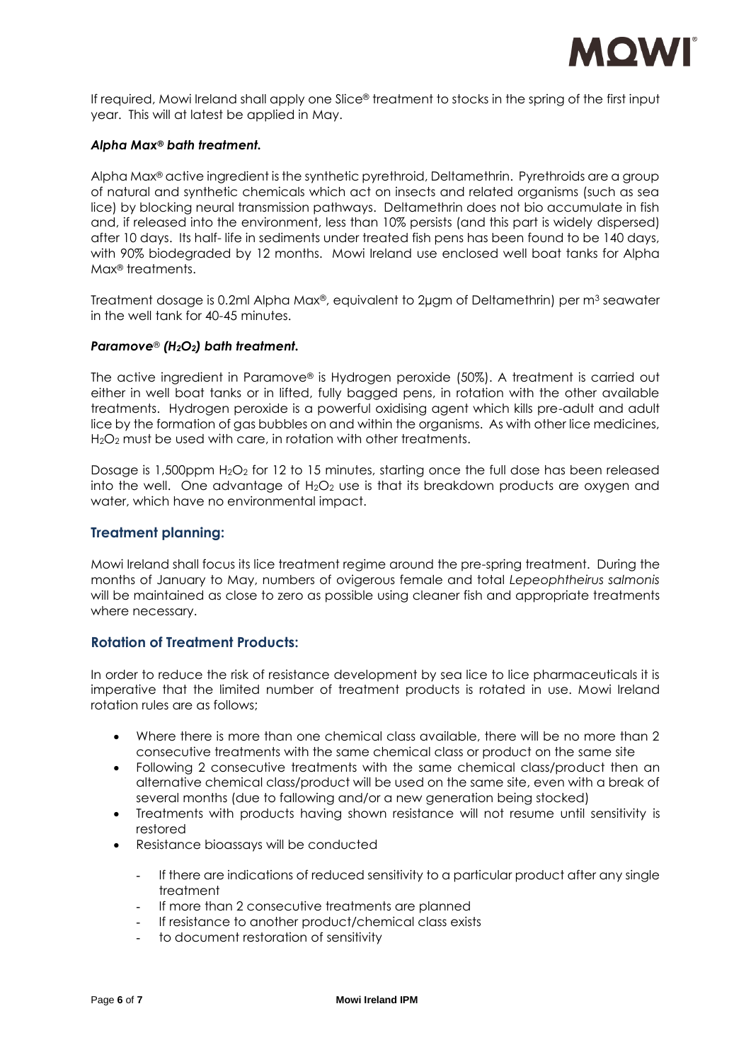If required, Mowi Ireland shall apply one Slice® treatment to stocks in the spring of the first input year. This will at latest be applied in May.

### *Alpha Max® bath treatment.*

Alpha Max® active ingredient is the synthetic pyrethroid, Deltamethrin. Pyrethroids are a group of natural and synthetic chemicals which act on insects and related organisms (such as sea lice) by blocking neural transmission pathways. Deltamethrin does not bio accumulate in fish and, if released into the environment, less than 10% persists (and this part is widely dispersed) after 10 days. Its half- life in sediments under treated fish pens has been found to be 140 days, with 90% biodegraded by 12 months. Mowi Ireland use enclosed well boat tanks for Alpha Max® treatments.

Treatment dosage is 0.2ml Alpha Max®, equivalent to 2µgm of Deltamethrin) per $m^3$ seawater in the well tank for 40-45 minutes.

### *Paramove® ($H_2O_2$) bath treatment.*

The active ingredient in Paramove® is Hydrogen peroxide (50%). A treatment is carried out either in well boat tanks or in lifted, fully bagged pens, in rotation with the other available treatments. Hydrogen peroxide is a powerful oxidising agent which kills pre-adult and adult lice by the formation of gas bubbles on and within the organisms. As with other lice medicines, $H_2O_2$ must be used with care, in rotation with other treatments.

Dosage is 1,500ppm $H_2O_2$ for 12 to 15 minutes, starting once the full dose has been released into the well. One advantage of $H_2O_2$ use is that its breakdown products are oxygen and water, which have no environmental impact.

## Treatment planning:

Mowi Ireland shall focus its lice treatment regime around the pre-spring treatment. During the months of January to May, numbers of ovigerous female and total *Lepeophtheirus salmonis* will be maintained as close to zero as possible using cleaner fish and appropriate treatments where necessary.

## Rotation of Treatment Products:

In order to reduce the risk of resistance development by sea lice to lice pharmaceuticals it is imperative that the limited number of treatment products is rotated in use. Mowi Ireland rotation rules are as follows;

- Where there is more than one chemical class available, there will be no more than 2 consecutive treatments with the same chemical class or product on the same site
- Following 2 consecutive treatments with the same chemical class/product then an alternative chemical class/product will be used on the same site, even with a break of several months (due to fallowing and/or a new generation being stocked)
- Treatments with products having shown resistance will not resume until sensitivity is restored
- Resistance bioassays will be conducted
  - If there are indications of reduced sensitivity to a particular product after any single treatment
  - If more than 2 consecutive treatments are planned
  - If resistance to another product/chemical class exists
  - to document restoration of sensitivity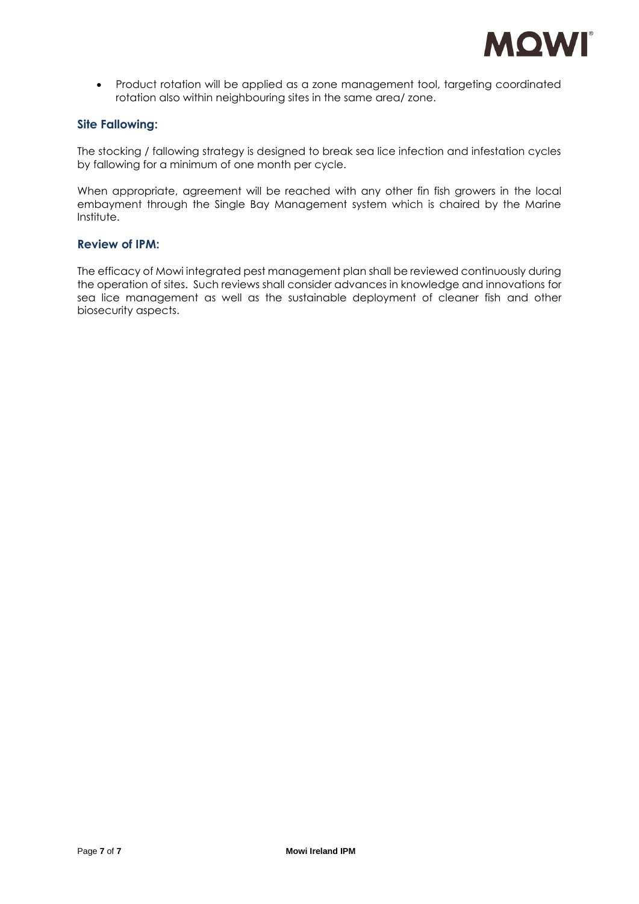- Product rotation will be applied as a zone management tool, targeting coordinated rotation also within neighbouring sites in the same area/ zone.

### Site Fallowing:

The stocking / fallowing strategy is designed to break sea lice infection and infestation cycles by fallowing for a minimum of one month per cycle.

When appropriate, agreement will be reached with any other fin fish growers in the local embayment through the Single Bay Management system which is chaired by the Marine Institute.

### Review of IPM:

The efficacy of Mowi integrated pest management plan shall be reviewed continuously during the operation of sites. Such reviews shall consider advances in knowledge and innovations for sea lice management as well as the sustainable deployment of cleaner fish and other biosecurity aspects.